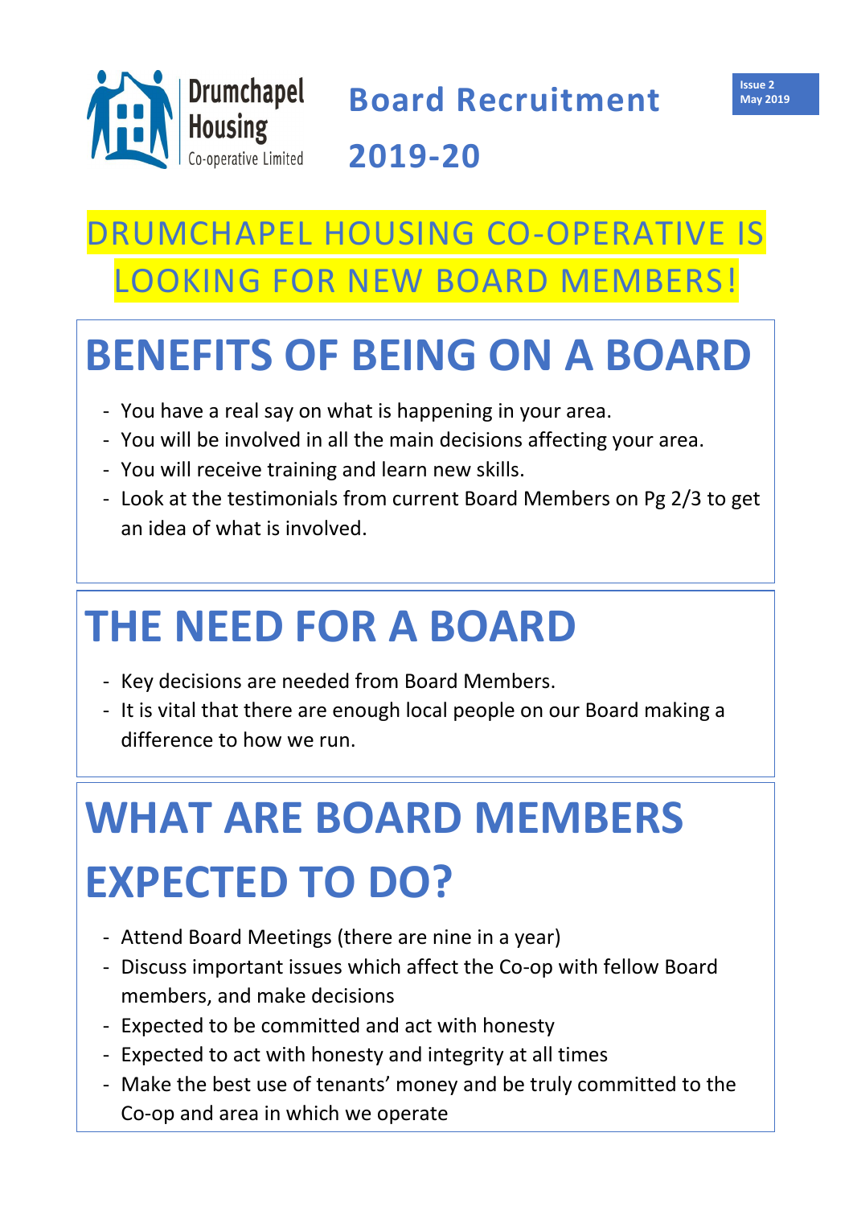Drumchapel Housing Co-operative Limited

# Board Recruitment 2019-20

Issue 2
May 2019

## DRUMCHAPEL HOUSING CO-OPERATIVE IS LOOKING FOR NEW BOARD MEMBERS!

# BENEFITS OF BEING ON A BOARD

- You have a real say on what is happening in your area.
- You will be involved in all the main decisions affecting your area.
- You will receive training and learn new skills.
- Look at the testimonials from current Board Members on Pg 2/3 to get an idea of what is involved.

# THE NEED FOR A BOARD

- Key decisions are needed from Board Members.
- It is vital that there are enough local people on our Board making a difference to how we run.

# WHAT ARE BOARD MEMBERS EXPECTED TO DO?

- Attend Board Meetings (there are nine in a year)
- Discuss important issues which affect the Co-op with fellow Board members, and make decisions
- Expected to be committed and act with honesty
- Expected to act with honesty and integrity at all times
- Make the best use of tenants' money and be truly committed to the Co-op and area in which we operate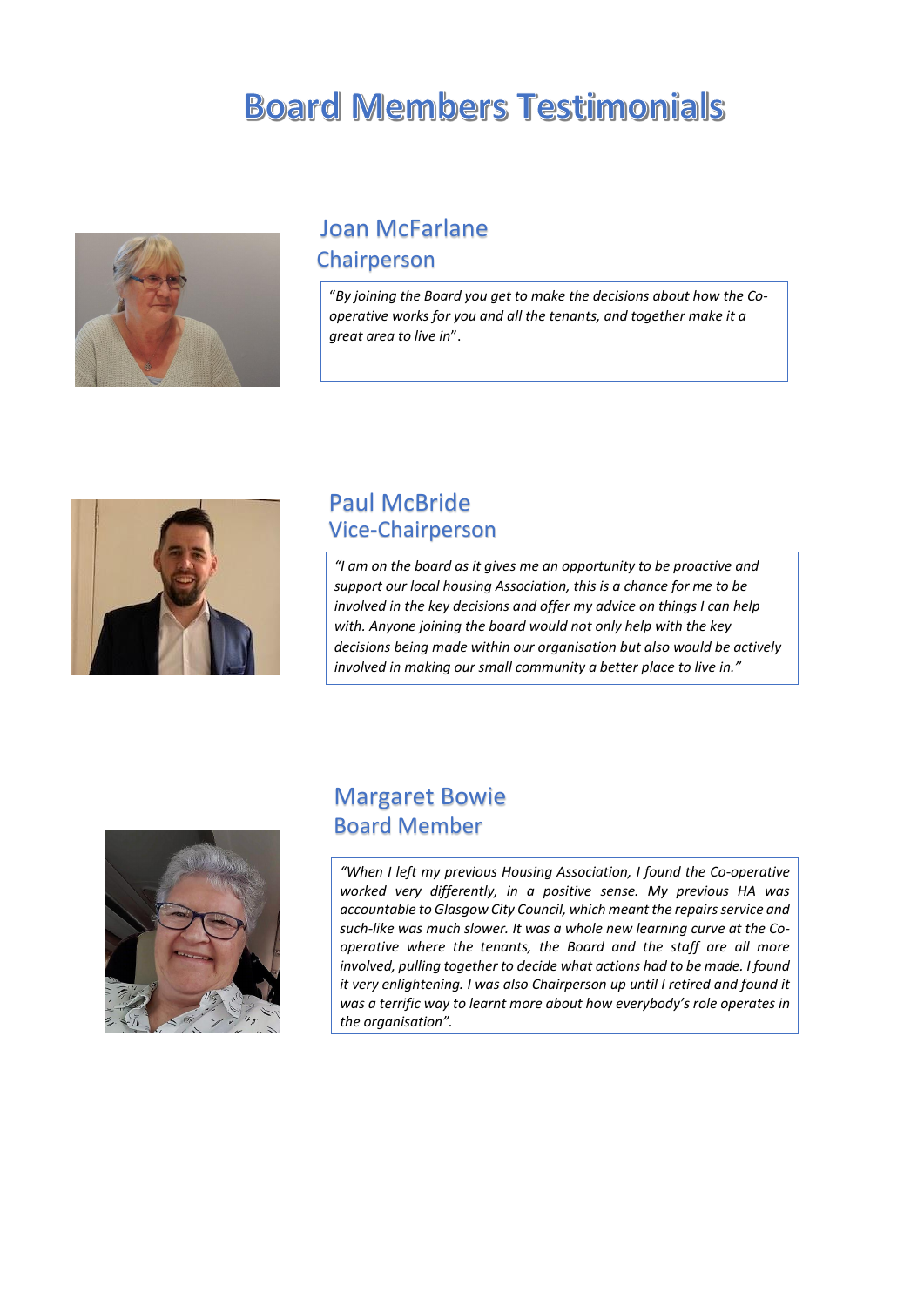# Board Members Testimonials

## Joan McFarlane
### Chairperson

"*By joining the Board you get to make the decisions about how the Co-operative works for you and all the tenants, and together make it a great area to live in*".

## Paul McBride
### Vice-Chairperson

*"I am on the board as it gives me an opportunity to be proactive and support our local housing Association, this is a chance for me to be involved in the key decisions and offer my advice on things I can help with. Anyone joining the board would not only help with the key decisions being made within our organisation but also would be actively involved in making our small community a better place to live in."*

## Margaret Bowie
### Board Member

*"When I left my previous Housing Association, I found the Co-operative worked very differently, in a positive sense. My previous HA was accountable to Glasgow City Council, which meant the repairs service and such-like was much slower. It was a whole new learning curve at the Co-operative where the tenants, the Board and the staff are all more involved, pulling together to decide what actions had to be made. I found it very enlightening. I was also Chairperson up until I retired and found it was a terrific way to learnt more about how everybody's role operates in the organisation".*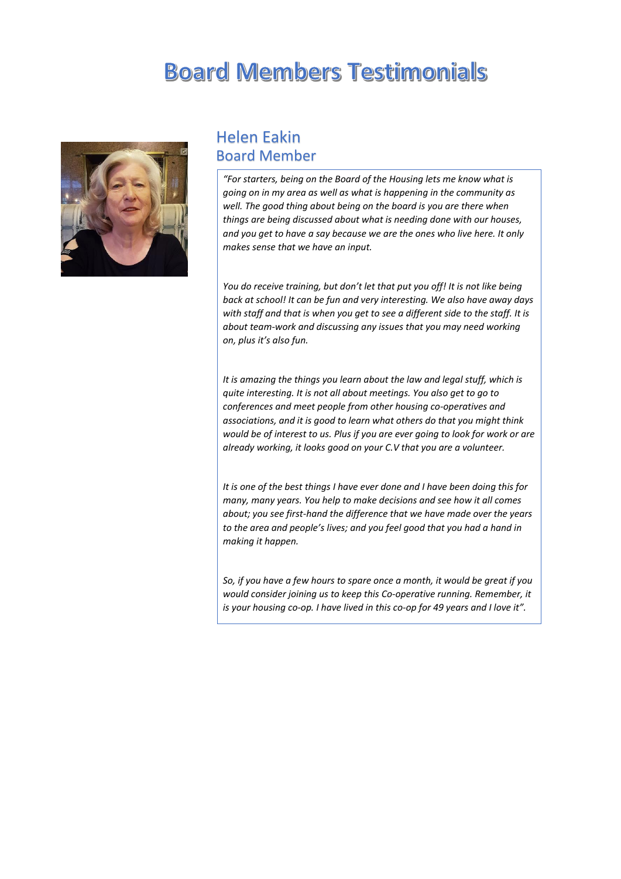# Board Members Testimonials

## Helen Eakin
## Board Member

*"For starters, being on the Board of the Housing lets me know what is going on in my area as well as what is happening in the community as well. The good thing about being on the board is you are there when things are being discussed about what is needing done with our houses, and you get to have a say because we are the ones who live here. It only makes sense that we have an input.*

*You do receive training, but don't let that put you off! It is not like being back at school! It can be fun and very interesting. We also have away days with staff and that is when you get to see a different side to the staff. It is about team-work and discussing any issues that you may need working on, plus it's also fun.*

*It is amazing the things you learn about the law and legal stuff, which is quite interesting. It is not all about meetings. You also get to go to conferences and meet people from other housing co-operatives and associations, and it is good to learn what others do that you might think would be of interest to us. Plus if you are ever going to look for work or are already working, it looks good on your C.V that you are a volunteer.*

*It is one of the best things I have ever done and I have been doing this for many, many years. You help to make decisions and see how it all comes about; you see first-hand the difference that we have made over the years to the area and people's lives; and you feel good that you had a hand in making it happen.*

*So, if you have a few hours to spare once a month, it would be great if you would consider joining us to keep this Co-operative running. Remember, it is your housing co-op. I have lived in this co-op for 49 years and I love it".*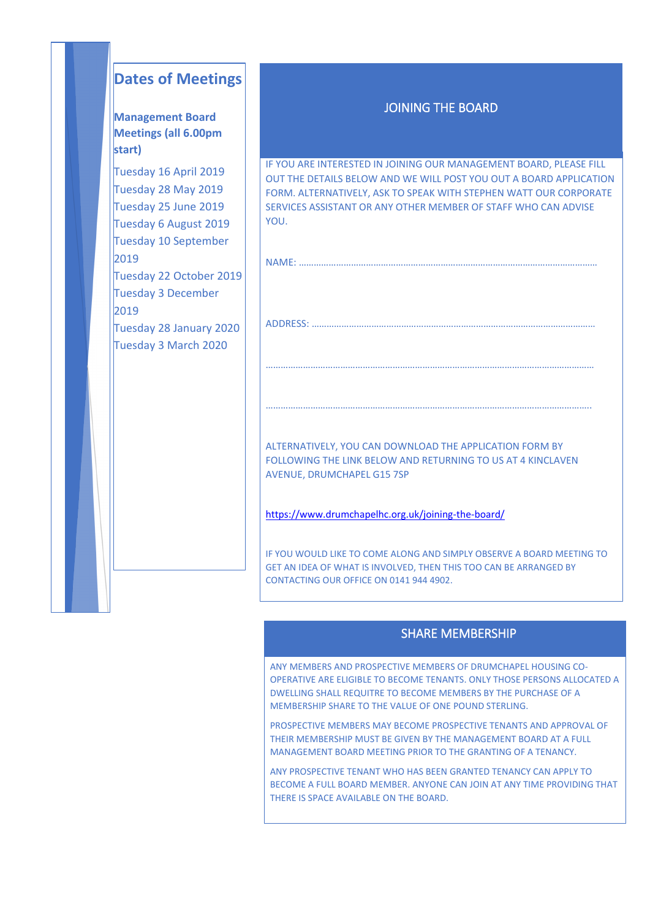## Dates of Meetings

**Management Board Meetings (all 6.00pm start)**

Tuesday 16 April 2019
Tuesday 28 May 2019
Tuesday 25 June 2019
Tuesday 6 August 2019
Tuesday 10 September 2019
Tuesday 22 October 2019
Tuesday 3 December 2019
Tuesday 28 January 2020
Tuesday 3 March 2020

## JOINING THE BOARD

IF YOU ARE INTERESTED IN JOINING OUR MANAGEMENT BOARD, PLEASE FILL OUT THE DETAILS BELOW AND WE WILL POST YOU OUT A BOARD APPLICATION FORM. ALTERNATIVELY, ASK TO SPEAK WITH STEPHEN WATT OUR CORPORATE SERVICES ASSISTANT OR ANY OTHER MEMBER OF STAFF WHO CAN ADVISE YOU.

NAME: ……………………………………………………………………………………………………………

ADDRESS: ………………………………………………………………………………………………………

……………………………………………………………………………………………………………………

……………………………………………………………………………………………………………………

ALTERNATIVELY, YOU CAN DOWNLOAD THE APPLICATION FORM BY FOLLOWING THE LINK BELOW AND RETURNING TO US AT 4 KINCLAVEN AVENUE, DRUMCHAPEL G15 7SP

https://www.drumchapelhc.org.uk/joining-the-board/

IF YOU WOULD LIKE TO COME ALONG AND SIMPLY OBSERVE A BOARD MEETING TO GET AN IDEA OF WHAT IS INVOLVED, THEN THIS TOO CAN BE ARRANGED BY CONTACTING OUR OFFICE ON 0141 944 4902.

## SHARE MEMBERSHIP

ANY MEMBERS AND PROSPECTIVE MEMBERS OF DRUMCHAPEL HOUSING CO-OPERATIVE ARE ELIGIBLE TO BECOME TENANTS. ONLY THOSE PERSONS ALLOCATED A DWELLING SHALL REQUITRE TO BECOME MEMBERS BY THE PURCHASE OF A MEMBERSHIP SHARE TO THE VALUE OF ONE POUND STERLING.

PROSPECTIVE MEMBERS MAY BECOME PROSPECTIVE TENANTS AND APPROVAL OF THEIR MEMBERSHIP MUST BE GIVEN BY THE MANAGEMENT BOARD AT A FULL MANAGEMENT BOARD MEETING PRIOR TO THE GRANTING OF A TENANCY.

ANY PROSPECTIVE TENANT WHO HAS BEEN GRANTED TENANCY CAN APPLY TO BECOME A FULL BOARD MEMBER. ANYONE CAN JOIN AT ANY TIME PROVIDING THAT THERE IS SPACE AVAILABLE ON THE BOARD.